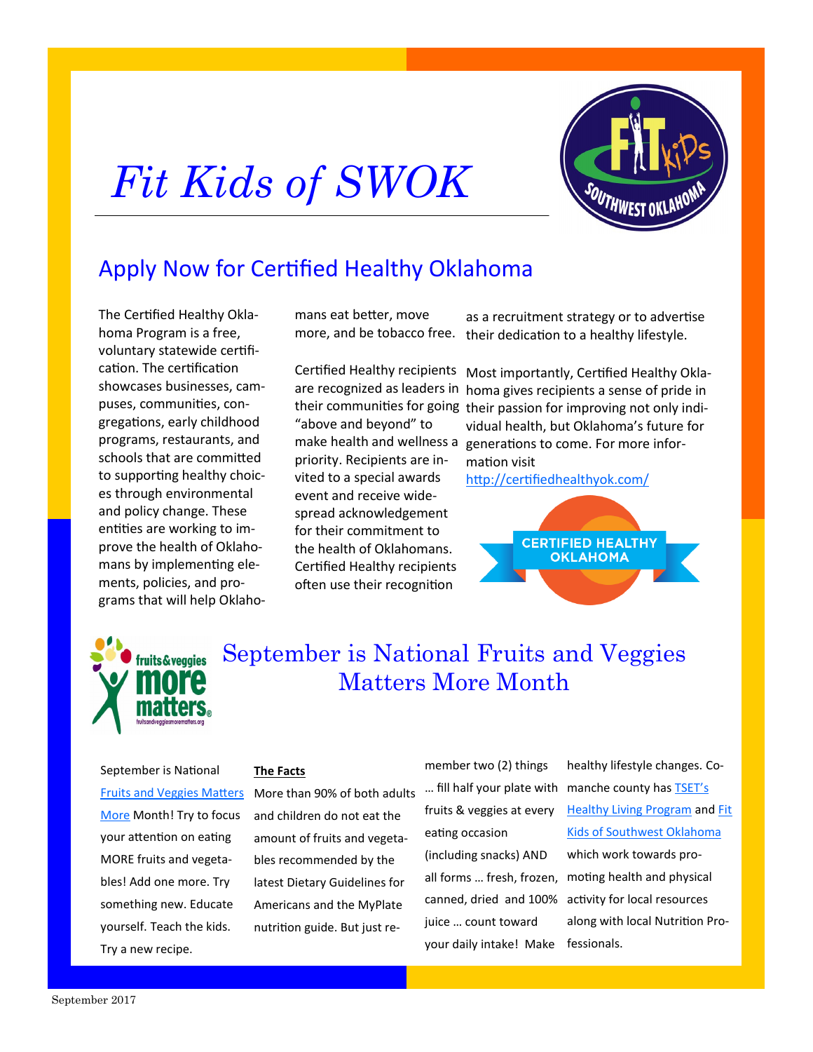# *Fit Kids of SWOK*

## Apply Now for Certified Healthy Oklahoma

The Certified Healthy Oklahoma Program is a free, voluntary statewide certification. The certification showcases businesses, campuses, communities, congregations, early childhood programs, restaurants, and schools that are committed to supporting healthy choices through environmental and policy change. These entities are working to improve the health of Oklahomans by implementing elements, policies, and programs that will help Oklahomans eat better, move more, and be tobacco free.

Certified Healthy recipients are recognized as leaders in their communities for going "above and beyond" to make health and wellness a priority. Recipients are invited to a special awards event and receive widespread acknowledgement for their commitment to the health of Oklahomans. Certified Healthy recipients often use their recognition as a recruitment strategy or to advertise their dedication to a healthy lifestyle.

Most importantly, Certified Healthy Oklahoma gives recipients a sense of pride in their passion for improving not only individual health, but Oklahoma's future for generations to come. For more information visit [http://certifiedhealthyok.com/](http://certifiedhealthyok.com/)

## September is National Fruits and Veggies Matters More Month

September is National [Fruits and Veggies Matters More](#) Month! Try to focus your attention on eating MORE fruits and vegetables! Add one more. Try something new. Educate yourself. Teach the kids. Try a new recipe.

**The Facts**

More than 90% of both adults and children do not eat the amount of fruits and vegetables recommended by the latest Dietary Guidelines for Americans and the MyPlate nutrition guide. But just remember two (2) things … fill half your plate with fruits & veggies at every eating occasion (including snacks) AND all forms … fresh, frozen, canned, dried and 100% juice … count toward your daily intake! Make healthy lifestyle changes. Comanche county has [TSET's Healthy Living Program](#) and [Fit Kids of Southwest Oklahoma](#) which work towards promoting health and physical activity for local resources along with local Nutrition Professionals.

September 2017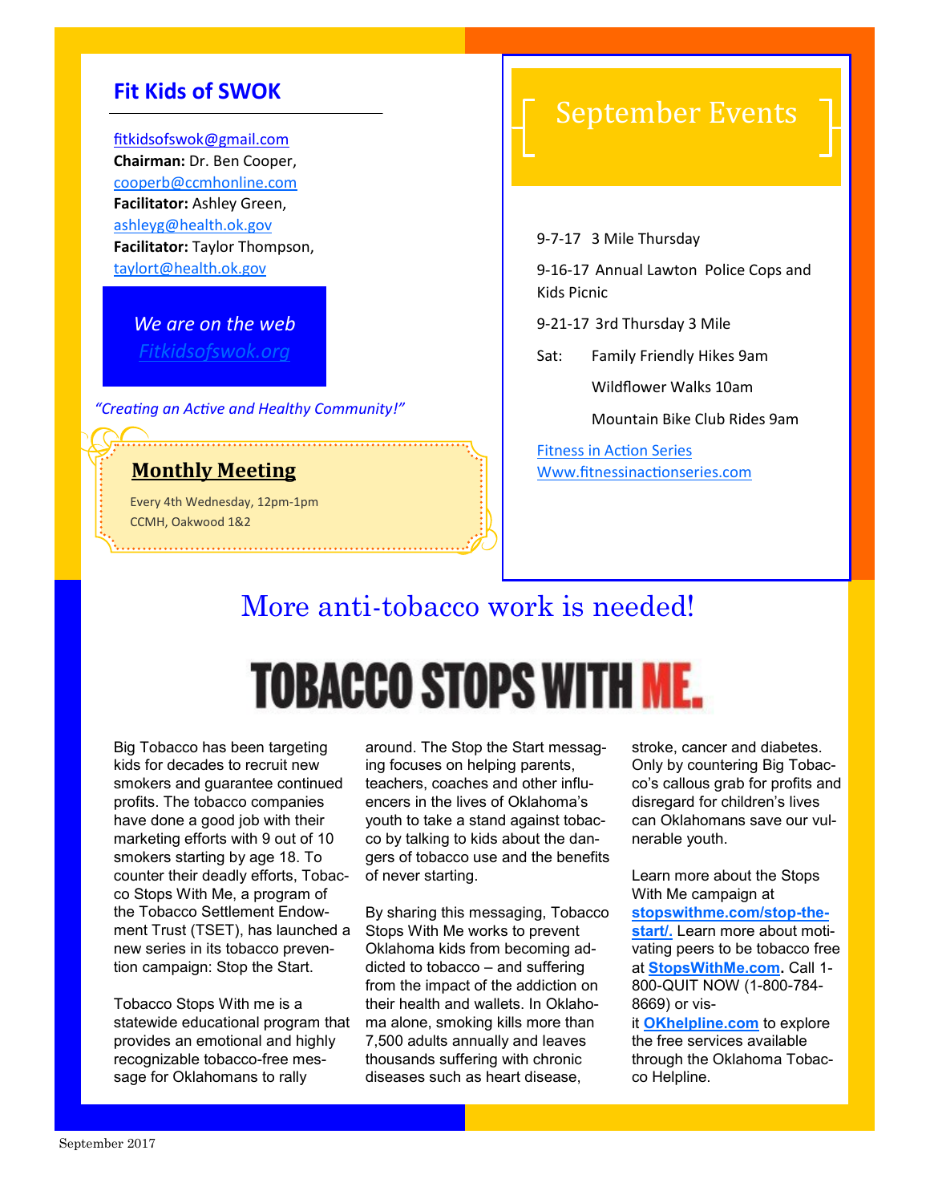## Fit Kids of SWOK

fitkidsofswok@gmail.com
**Chairman:** Dr. Ben Cooper, cooperb@ccmhonline.com
**Facilitator:** Ashley Green, ashleyg@health.ok.gov
**Facilitator:** Taylor Thompson, taylort@health.ok.gov

*We are on the web*
*Fitkidsofswok.org*

*"Creating an Active and Healthy Community!"*

### Monthly Meeting

Every 4th Wednesday, 12pm-1pm
CCMH, Oakwood 1&2

## September Events

9-7-17 3 Mile Thursday

9-16-17 Annual Lawton Police Cops and Kids Picnic

9-21-17 3rd Thursday 3 Mile

Sat: Family Friendly Hikes 9am

Wildflower Walks 10am

Mountain Bike Club Rides 9am

Fitness in Action Series
Www.fitnessinactionseries.com

## More anti-tobacco work is needed!

# TOBACCO STOPS WITH ME.

Big Tobacco has been targeting kids for decades to recruit new smokers and guarantee continued profits. The tobacco companies have done a good job with their marketing efforts with 9 out of 10 smokers starting by age 18. To counter their deadly efforts, Tobacco Stops With Me, a program of the Tobacco Settlement Endowment Trust (TSET), has launched a new series in its tobacco prevention campaign: Stop the Start.

Tobacco Stops With me is a statewide educational program that provides an emotional and highly recognizable tobacco-free message for Oklahomans to rally around. The Stop the Start messaging focuses on helping parents, teachers, coaches and other influencers in the lives of Oklahoma's youth to take a stand against tobacco by talking to kids about the dangers of tobacco use and the benefits of never starting.

By sharing this messaging, Tobacco Stops With Me works to prevent Oklahoma kids from becoming addicted to tobacco – and suffering from the impact of the addiction on their health and wallets. In Oklahoma alone, smoking kills more than 7,500 adults annually and leaves thousands suffering with chronic diseases such as heart disease, stroke, cancer and diabetes. Only by countering Big Tobacco's callous grab for profits and disregard for children's lives can Oklahomans save our vulnerable youth.

Learn more about the Stops With Me campaign at **stopswithme.com/stop-the-start/.** Learn more about motivating peers to be tobacco free at **StopsWithMe.com.** Call 1-800-QUIT NOW (1-800-784-8669) or visit **OKhelpline.com** to explore the free services available through the Oklahoma Tobacco Helpline.